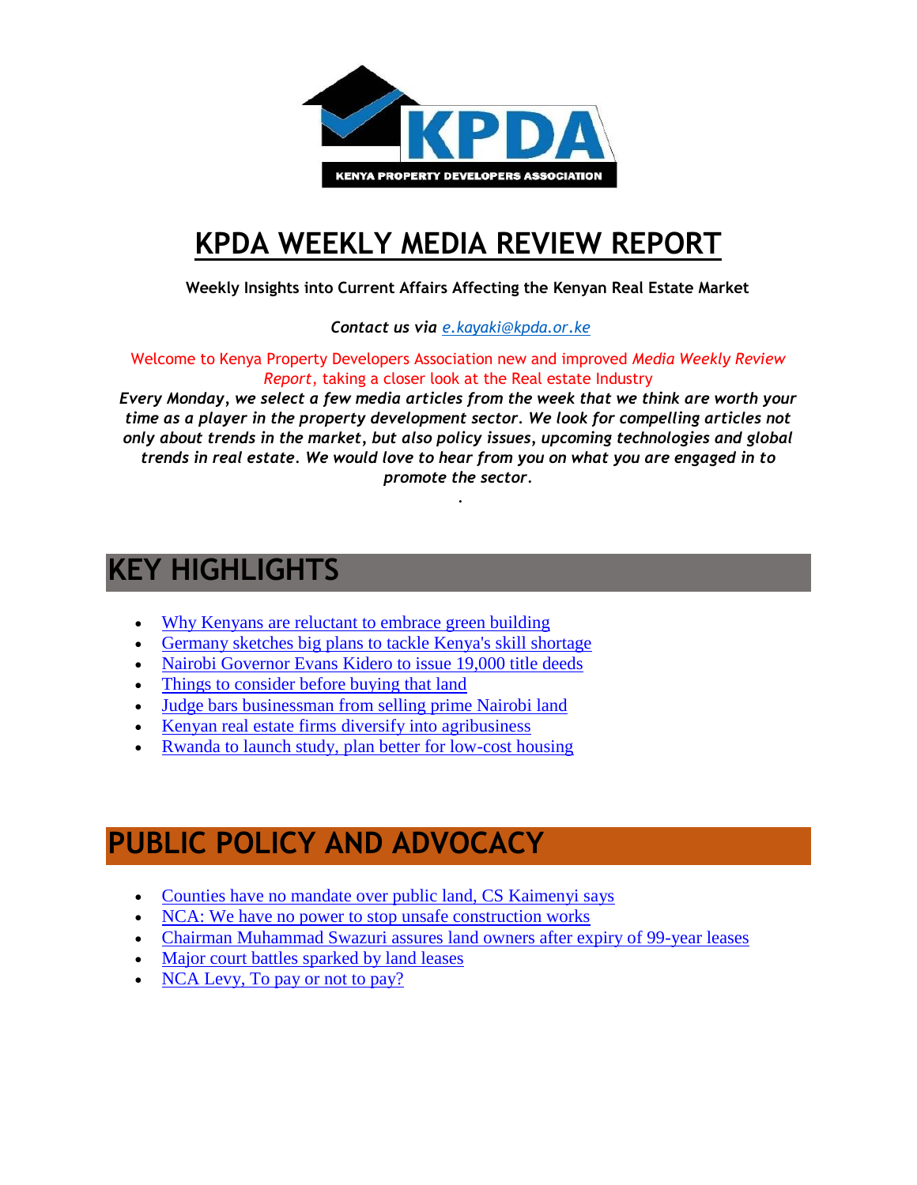# KPDA WEEKLY MEDIA REVIEW REPORT

**Weekly Insights into Current Affairs Affecting the Kenyan Real Estate Market**

***Contact us via e.kayaki@kpda.or.ke***

Welcome to Kenya Property Developers Association new and improved *Media Weekly Review Report*, taking a closer look at the Real estate Industry

***Every Monday, we select a few media articles from the week that we think are worth your time as a player in the property development sector. We look for compelling articles not only about trends in the market, but also policy issues, upcoming technologies and global trends in real estate. We would love to hear from you on what you are engaged in to promote the sector.***

.

## KEY HIGHLIGHTS

- Why Kenyans are reluctant to embrace green building
- Germany sketches big plans to tackle Kenya's skill shortage
- Nairobi Governor Evans Kidero to issue 19,000 title deeds
- Things to consider before buying that land
- Judge bars businessman from selling prime Nairobi land
- Kenyan real estate firms diversify into agribusiness
- Rwanda to launch study, plan better for low-cost housing

## PUBLIC POLICY AND ADVOCACY

- Counties have no mandate over public land, CS Kaimenyi says
- NCA: We have no power to stop unsafe construction works
- Chairman Muhammad Swazuri assures land owners after expiry of 99-year leases
- Major court battles sparked by land leases
- NCA Levy, To pay or not to pay?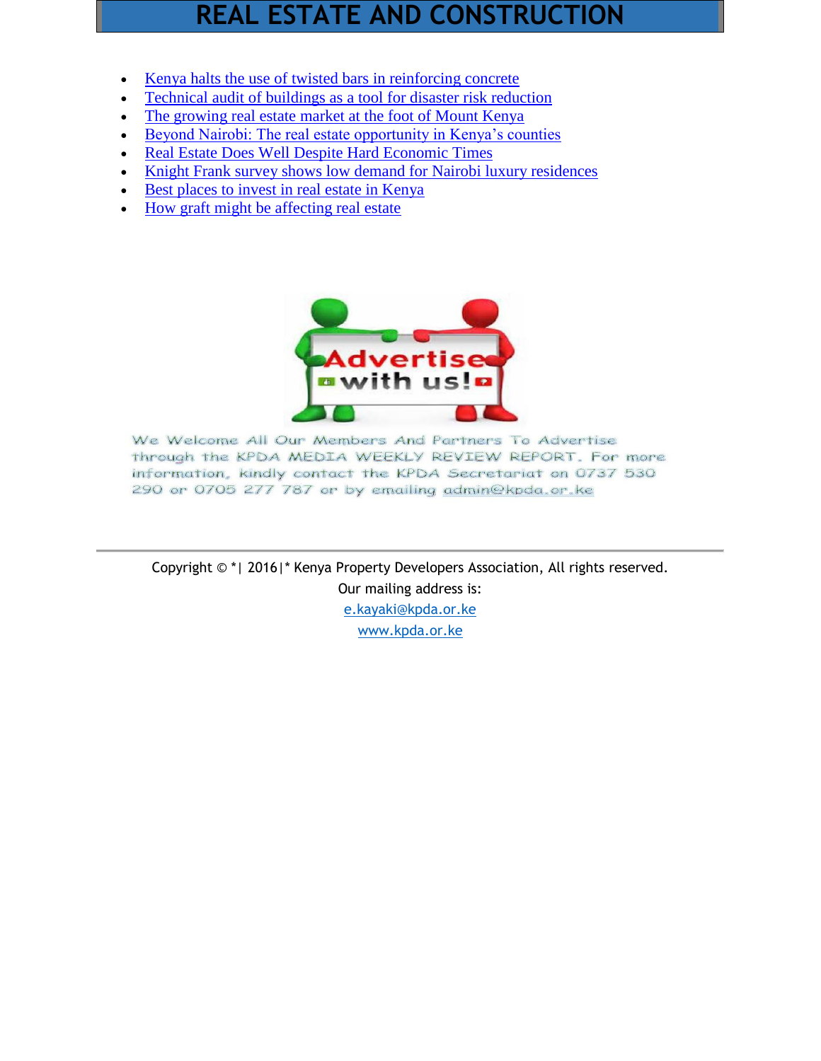# REAL ESTATE AND CONSTRUCTION

- Kenya halts the use of twisted bars in reinforcing concrete
- Technical audit of buildings as a tool for disaster risk reduction
- The growing real estate market at the foot of Mount Kenya
- Beyond Nairobi: The real estate opportunity in Kenya's counties
- Real Estate Does Well Despite Hard Economic Times
- Knight Frank survey shows low demand for Nairobi luxury residences
- Best places to invest in real estate in Kenya
- How graft might be affecting real estate

Advertise with us!

We Welcome All Our Members And Partners To Advertise through the KPDA MEDIA WEEKLY REVIEW REPORT. For more information, kindly contact the KPDA Secretariat on 0737 530 290 or 0705 277 787 or by emailing admin@kpda.or.ke

---

Copyright © *| 2016|* Kenya Property Developers Association, All rights reserved.

Our mailing address is:

e.kayaki@kpda.or.ke

www.kpda.or.ke